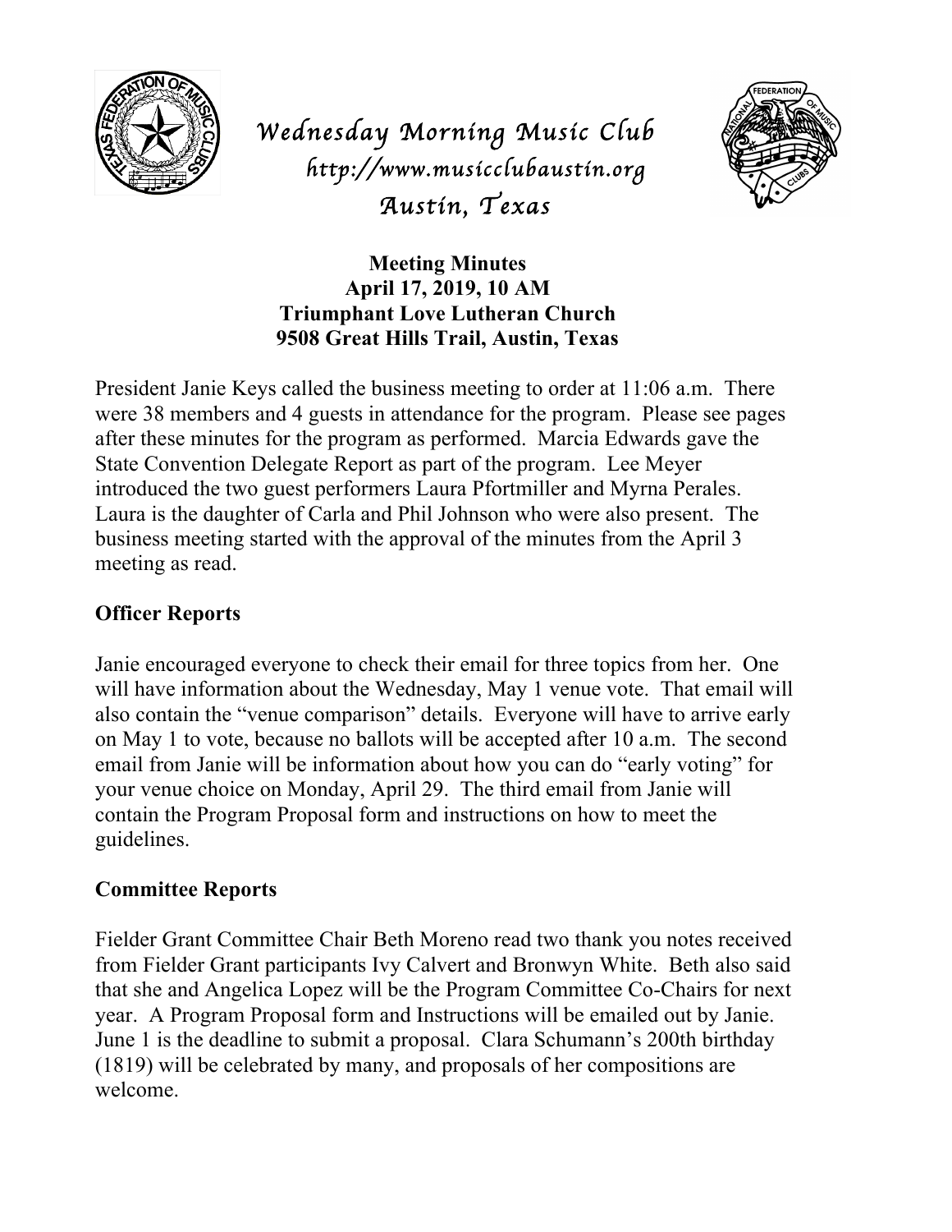# Wednesday Morning Music Club

*http://www.musicclubaustin.org*

*Austin, Texas*

**Meeting Minutes**
**April 17, 2019, 10 AM**
**Triumphant Love Lutheran Church**
**9508 Great Hills Trail, Austin, Texas**

President Janie Keys called the business meeting to order at 11:06 a.m. There were 38 members and 4 guests in attendance for the program. Please see pages after these minutes for the program as performed. Marcia Edwards gave the State Convention Delegate Report as part of the program. Lee Meyer introduced the two guest performers Laura Pfortmiller and Myrna Perales. Laura is the daughter of Carla and Phil Johnson who were also present. The business meeting started with the approval of the minutes from the April 3 meeting as read.

## Officer Reports

Janie encouraged everyone to check their email for three topics from her. One will have information about the Wednesday, May 1 venue vote. That email will also contain the "venue comparison" details. Everyone will have to arrive early on May 1 to vote, because no ballots will be accepted after 10 a.m. The second email from Janie will be information about how you can do "early voting" for your venue choice on Monday, April 29. The third email from Janie will contain the Program Proposal form and instructions on how to meet the guidelines.

## Committee Reports

Fielder Grant Committee Chair Beth Moreno read two thank you notes received from Fielder Grant participants Ivy Calvert and Bronwyn White. Beth also said that she and Angelica Lopez will be the Program Committee Co-Chairs for next year. A Program Proposal form and Instructions will be emailed out by Janie. June 1 is the deadline to submit a proposal. Clara Schumann's 200th birthday (1819) will be celebrated by many, and proposals of her compositions are welcome.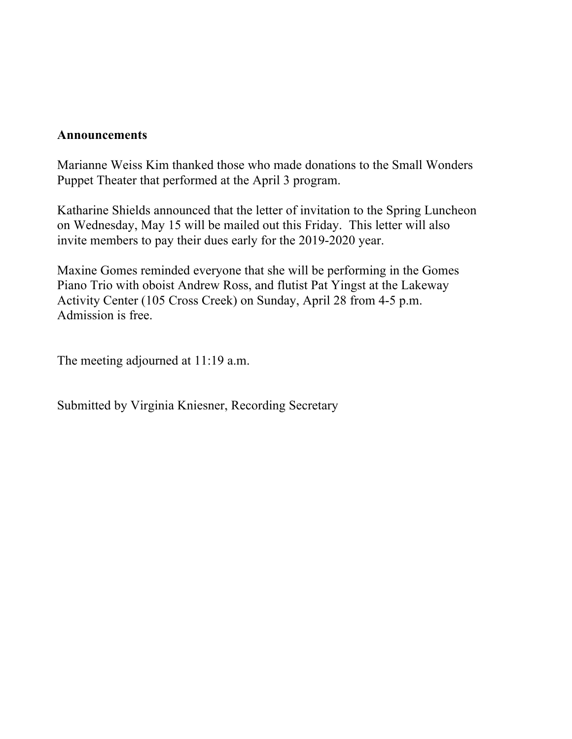**Announcements**

Marianne Weiss Kim thanked those who made donations to the Small Wonders Puppet Theater that performed at the April 3 program.

Katharine Shields announced that the letter of invitation to the Spring Luncheon on Wednesday, May 15 will be mailed out this Friday. This letter will also invite members to pay their dues early for the 2019-2020 year.

Maxine Gomes reminded everyone that she will be performing in the Gomes Piano Trio with oboist Andrew Ross, and flutist Pat Yingst at the Lakeway Activity Center (105 Cross Creek) on Sunday, April 28 from 4-5 p.m. Admission is free.

The meeting adjourned at 11:19 a.m.

Submitted by Virginia Kniesner, Recording Secretary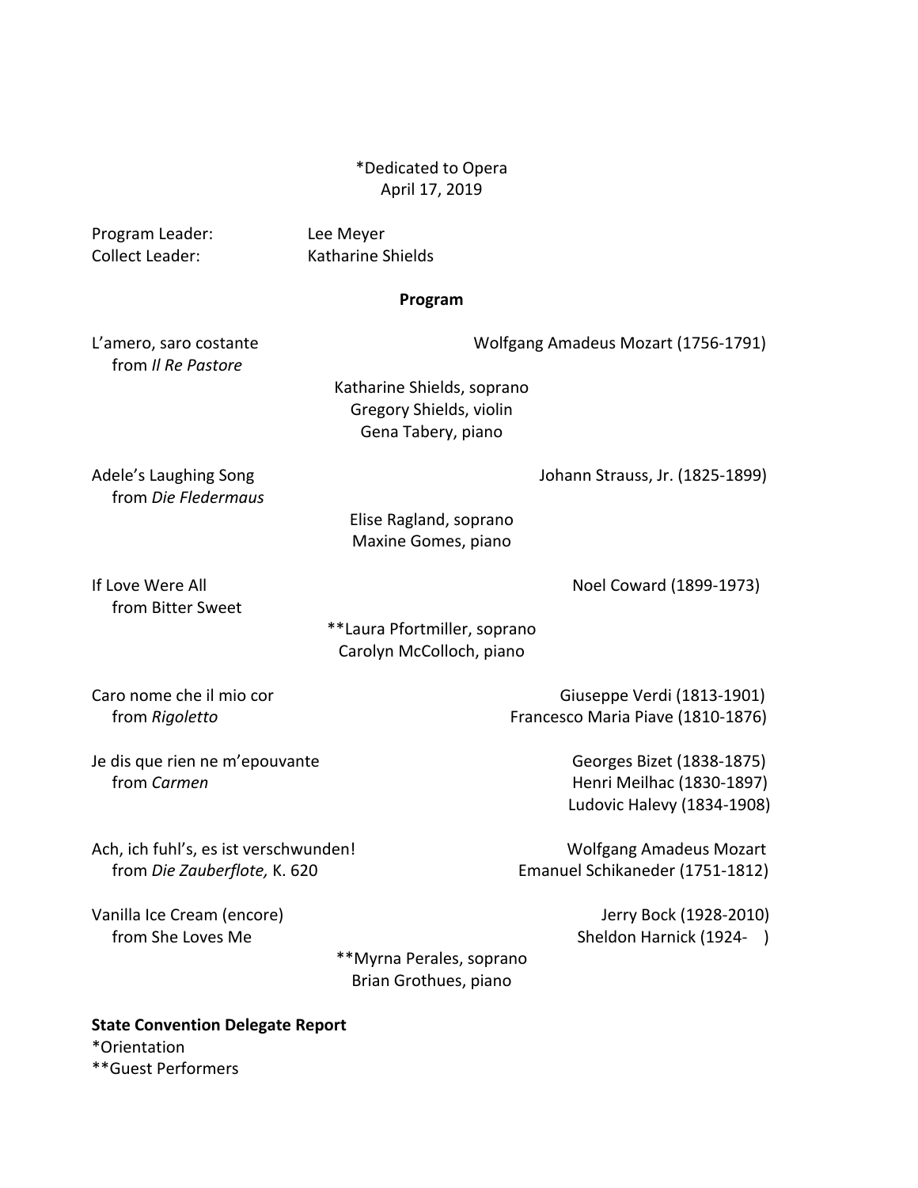*Dedicated to Opera
April 17, 2019

Program Leader: Lee Meyer
Collect Leader: Katharine Shields

**Program**

L'amero, saro costante — Wolfgang Amadeus Mozart (1756-1791)
from *Il Re Pastore*

Katharine Shields, soprano
Gregory Shields, violin
Gena Tabery, piano

Adele's Laughing Song — Johann Strauss, Jr. (1825-1899)
from *Die Fledermaus*

Elise Ragland, soprano
Maxine Gomes, piano

If Love Were All — Noel Coward (1899-1973)
from Bitter Sweet

**Laura Pfortmiller, soprano
Carolyn McColloch, piano

Caro nome che il mio cor — Giuseppe Verdi (1813-1901)
from *Rigoletto* — Francesco Maria Piave (1810-1876)

Je dis que rien ne m'epouvante — Georges Bizet (1838-1875)
from *Carmen* — Henri Meilhac (1830-1897)
Ludovic Halevy (1834-1908)

Ach, ich fuhl's, es ist verschwunden! — Wolfgang Amadeus Mozart
from *Die Zauberflote,* K. 620 — Emanuel Schikaneder (1751-1812)

Vanilla Ice Cream (encore) — Jerry Bock (1928-2010)
from She Loves Me — Sheldon Harnick (1924- )

**Myrna Perales, soprano
Brian Grothues, piano

**State Convention Delegate Report**
*Orientation
**Guest Performers